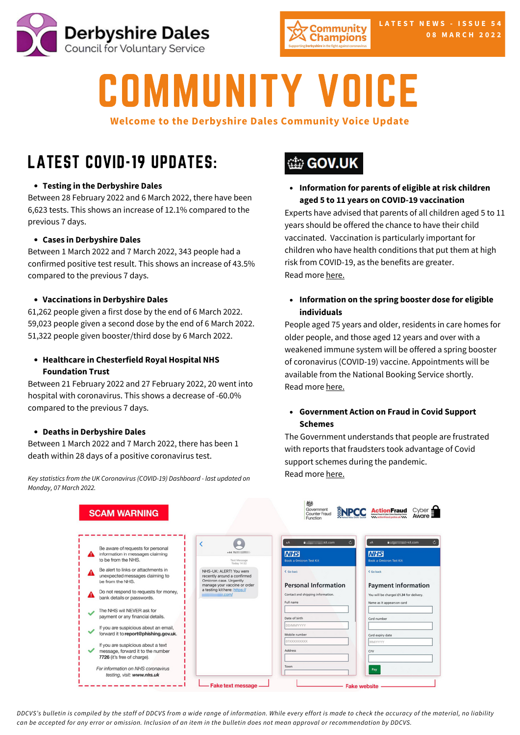Derbyshire Dales Council for Voluntary Service

Community Champions

LATEST NEWS - ISSUE 54
08 MARCH 2022

# COMMUNITY VOICE

**Welcome to the Derbyshire Dales Community Voice Update**

## LATEST COVID-19 UPDATES:

- **Testing in the Derbyshire Dales**

Between 28 February 2022 and 6 March 2022, there have been 6,623 tests. This shows an increase of 12.1% compared to the previous 7 days.

- **Cases in Derbyshire Dales**

Between 1 March 2022 and 7 March 2022, 343 people had a confirmed positive test result. This shows an increase of 43.5% compared to the previous 7 days.

- **Vaccinations in Derbyshire Dales**

61,262 people given a first dose by the end of 6 March 2022.
59,023 people given a second dose by the end of 6 March 2022.
51,322 people given booster/third dose by 6 March 2022.

- **Healthcare in Chesterfield Royal Hospital NHS Foundation Trust**

Between 21 February 2022 and 27 February 2022, 20 went into hospital with coronavirus. This shows a decrease of -60.0% compared to the previous 7 days.

- **Deaths in Derbyshire Dales**

Between 1 March 2022 and 7 March 2022, there has been 1 death within 28 days of a positive coronavirus test.

*Key statistics from the UK Coronavirus (COVID-19) Dashboard - last updated on Monday, 07 March 2022.*

## GOV.UK

- **Information for parents of eligible at risk children aged 5 to 11 years on COVID-19 vaccination**

Experts have advised that parents of all children aged 5 to 11 years should be offered the chance to have their child vaccinated. Vaccination is particularly important for children who have health conditions that put them at high risk from COVID-19, as the benefits are greater.
Read more here.

- **Information on the spring booster dose for eligible individuals**

People aged 75 years and older, residents in care homes for older people, and those aged 12 years and over with a weakened immune system will be offered a spring booster of coronavirus (COVID-19) vaccine. Appointments will be available from the National Booking Service shortly.
Read more here.

- **Government Action on Fraud in Covid Support Schemes**

The Government understands that people are frustrated with reports that fraudsters took advantage of Covid support schemes during the pandemic.
Read more here.

## SCAM WARNING

- Be aware of requests for personal information in messages claiming to be from the NHS.
- Be alert to links or attachments in unexpected messages claiming to be from the NHS.
- Do not respond to requests for money, bank details or passwords.
- The NHS will NEVER ask for payment or any financial details.
- If you are suspicious about an email, forward it to **report@phishing.gov.uk**.
- If you are suspicious about a text message, forward it to the number **7726** (it's free of charge).

*For information on NHS coronavirus testing, visit: **www.nhs.uk***

Fake text message

Fake website

*DDCVS's bulletin is compiled by the staff of DDCVS from a wide range of information. While every effort is made to check the accuracy of the material, no liability can be accepted for any error or omission. Inclusion of an item in the bulletin does not mean approval or recommendation by DDCVS.*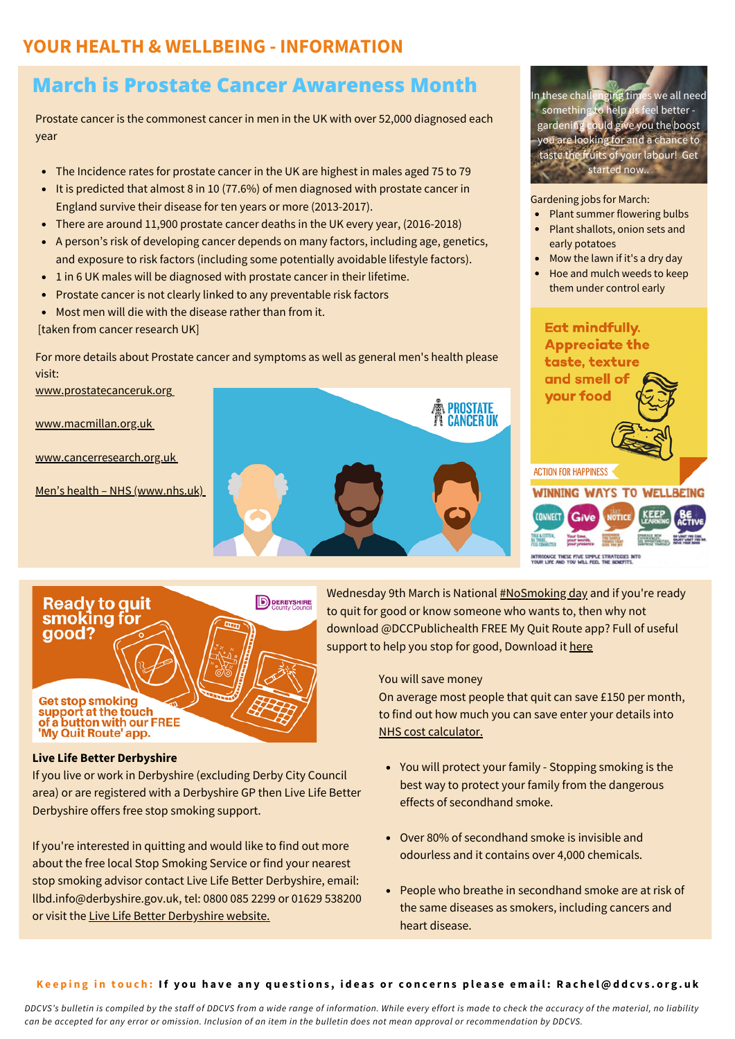## YOUR HEALTH & WELLBEING - INFORMATION

# March is Prostate Cancer Awareness Month

Prostate cancer is the commonest cancer in men in the UK with over 52,000 diagnosed each year

- The Incidence rates for prostate cancer in the UK are highest in males aged 75 to 79
- It is predicted that almost 8 in 10 (77.6%) of men diagnosed with prostate cancer in England survive their disease for ten years or more (2013-2017).
- There are around 11,900 prostate cancer deaths in the UK every year, (2016-2018)
- A person's risk of developing cancer depends on many factors, including age, genetics, and exposure to risk factors (including some potentially avoidable lifestyle factors).
- 1 in 6 UK males will be diagnosed with prostate cancer in their lifetime.
- Prostate cancer is not clearly linked to any preventable risk factors
- Most men will die with the disease rather than from it.

[taken from cancer research UK]

For more details about Prostate cancer and symptoms as well as general men's health please visit:

www.prostatecanceruk.org

www.macmillan.org.uk

www.cancerresearch.org.uk

Men's health – NHS (www.nhs.uk)

PROSTATE CANCER UK

In these challenging times we all need something to help us feel better - gardening could give you the boost you are looking for and a chance to taste the fruits of your labour! Get started now..

Gardening jobs for March:

- Plant summer flowering bulbs
- Plant shallots, onion sets and early potatoes
- Mow the lawn if it's a dry day
- Hoe and mulch weeds to keep them under control early

**Eat mindfully. Appreciate the taste, texture and smell of your food**

ACTION FOR HAPPINESS

WINNING WAYS TO WELLBEING

CONNECT · Give · TAKE NOTICE · KEEP LEARNING · BE ACTIVE

INTRODUCE THESE FIVE SIMPLE STRATEGIES INTO YOUR LIFE AND YOU WILL FEEL THE BENEFITS.

**Ready to quit smoking for good?**

DERBYSHIRE County Council

Get stop smoking support at the touch of a button with our FREE 'My Quit Route' app.

Wednesday 9th March is National #NoSmoking day and if you're ready to quit for good or know someone who wants to, then why not download @DCCPublichealth FREE My Quit Route app? Full of useful support to help you stop for good, Download it here

You will save money

On average most people that quit can save £150 per month, to find out how much you can save enter your details into NHS cost calculator.

- You will protect your family - Stopping smoking is the best way to protect your family from the dangerous effects of secondhand smoke.
- Over 80% of secondhand smoke is invisible and odourless and it contains over 4,000 chemicals.
- People who breathe in secondhand smoke are at risk of the same diseases as smokers, including cancers and heart disease.

**Live Life Better Derbyshire**

If you live or work in Derbyshire (excluding Derby City Council area) or are registered with a Derbyshire GP then Live Life Better Derbyshire offers free stop smoking support.

If you're interested in quitting and would like to find out more about the free local Stop Smoking Service or find your nearest stop smoking advisor contact Live Life Better Derbyshire, email: llbd.info@derbyshire.gov.uk, tel: 0800 085 2299 or 01629 538200 or visit the Live Life Better Derbyshire website.

**Keeping in touch: If you have any questions, ideas or concerns please email: Rachel@ddcvs.org.uk**

*DDCVS's bulletin is compiled by the staff of DDCVS from a wide range of information. While every effort is made to check the accuracy of the material, no liability can be accepted for any error or omission. Inclusion of an item in the bulletin does not mean approval or recommendation by DDCVS.*